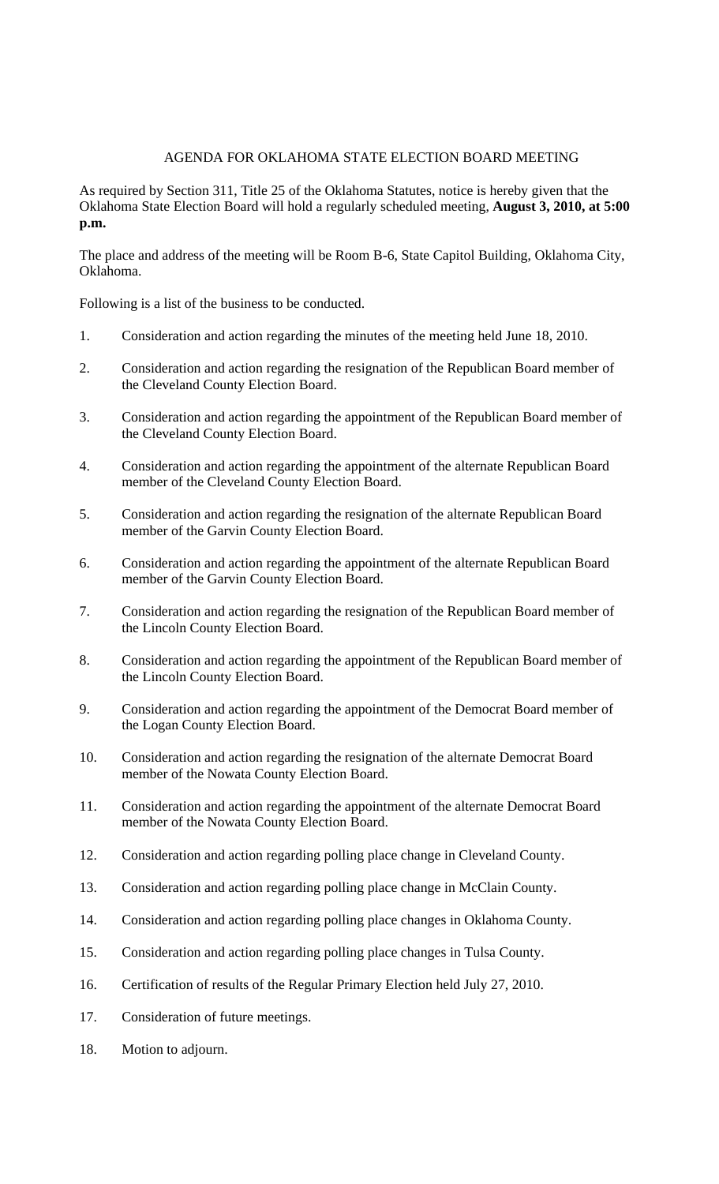# AGENDA FOR OKLAHOMA STATE ELECTION BOARD MEETING

As required by Section 311, Title 25 of the Oklahoma Statutes, notice is hereby given that the Oklahoma State Election Board will hold a regularly scheduled meeting, **August 3, 2010, at 5:00 p.m.**

The place and address of the meeting will be Room B-6, State Capitol Building, Oklahoma City, Oklahoma.

Following is a list of the business to be conducted.

1. Consideration and action regarding the minutes of the meeting held June 18, 2010.
2. Consideration and action regarding the resignation of the Republican Board member of the Cleveland County Election Board.
3. Consideration and action regarding the appointment of the Republican Board member of the Cleveland County Election Board.
4. Consideration and action regarding the appointment of the alternate Republican Board member of the Cleveland County Election Board.
5. Consideration and action regarding the resignation of the alternate Republican Board member of the Garvin County Election Board.
6. Consideration and action regarding the appointment of the alternate Republican Board member of the Garvin County Election Board.
7. Consideration and action regarding the resignation of the Republican Board member of the Lincoln County Election Board.
8. Consideration and action regarding the appointment of the Republican Board member of the Lincoln County Election Board.
9. Consideration and action regarding the appointment of the Democrat Board member of the Logan County Election Board.
10. Consideration and action regarding the resignation of the alternate Democrat Board member of the Nowata County Election Board.
11. Consideration and action regarding the appointment of the alternate Democrat Board member of the Nowata County Election Board.
12. Consideration and action regarding polling place change in Cleveland County.
13. Consideration and action regarding polling place change in McClain County.
14. Consideration and action regarding polling place changes in Oklahoma County.
15. Consideration and action regarding polling place changes in Tulsa County.
16. Certification of results of the Regular Primary Election held July 27, 2010.
17. Consideration of future meetings.
18. Motion to adjourn.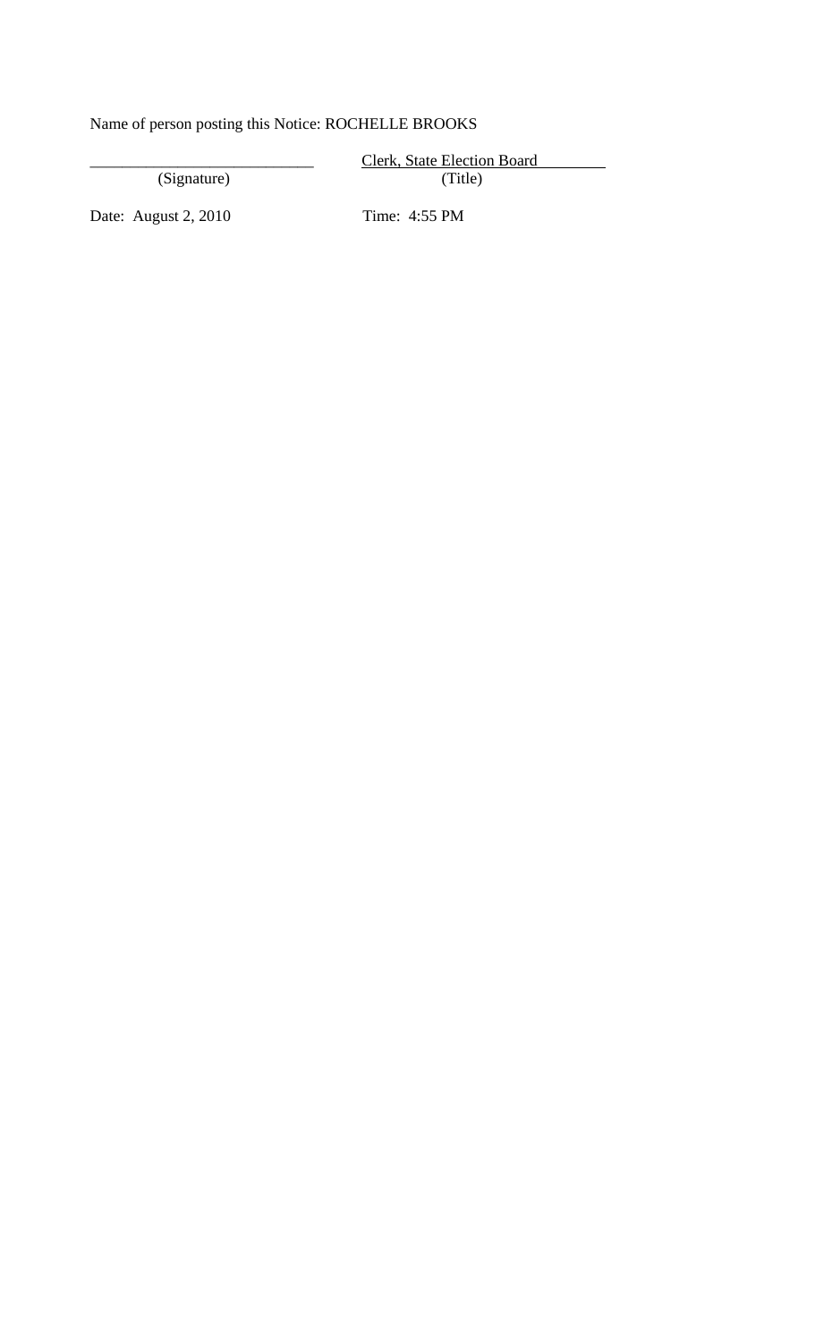Name of person posting this Notice: ROCHELLE BROOKS

| | |
|---|---|
| ____________________________ | Clerk, State Election Board |
| (Signature) | (Title) |

Date: August 2, 2010 Time: 4:55 PM